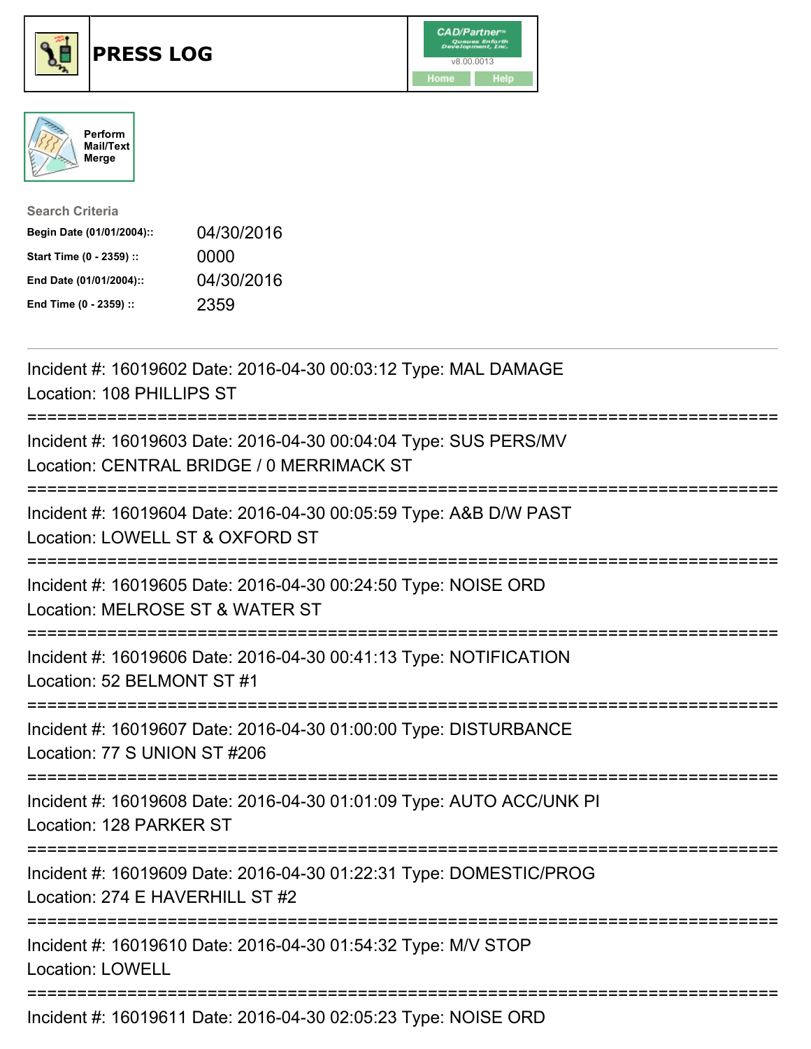# PRESS LOG

CAD/Partner v8.00.0013

Home Help

Perform Mail/Text Merge

**Search Criteria**

| | |
|---|---|
| **Begin Date (01/01/2004)::** | 04/30/2016 |
| **Start Time (0 - 2359) ::** | 0000 |
| **End Date (01/01/2004)::** | 04/30/2016 |
| **End Time (0 - 2359) ::** | 2359 |

---

Incident #: 16019602 Date: 2016-04-30 00:03:12 Type: MAL DAMAGE
Location: 108 PHILLIPS ST

===========================================================================

Incident #: 16019603 Date: 2016-04-30 00:04:04 Type: SUS PERS/MV
Location: CENTRAL BRIDGE / 0 MERRIMACK ST

===========================================================================

Incident #: 16019604 Date: 2016-04-30 00:05:59 Type: A&B D/W PAST
Location: LOWELL ST & OXFORD ST

===========================================================================

Incident #: 16019605 Date: 2016-04-30 00:24:50 Type: NOISE ORD
Location: MELROSE ST & WATER ST

===========================================================================

Incident #: 16019606 Date: 2016-04-30 00:41:13 Type: NOTIFICATION
Location: 52 BELMONT ST #1

===========================================================================

Incident #: 16019607 Date: 2016-04-30 01:00:00 Type: DISTURBANCE
Location: 77 S UNION ST #206

===========================================================================

Incident #: 16019608 Date: 2016-04-30 01:01:09 Type: AUTO ACC/UNK PI
Location: 128 PARKER ST

===========================================================================

Incident #: 16019609 Date: 2016-04-30 01:22:31 Type: DOMESTIC/PROG
Location: 274 E HAVERHILL ST #2

===========================================================================

Incident #: 16019610 Date: 2016-04-30 01:54:32 Type: M/V STOP
Location: LOWELL

===========================================================================

Incident #: 16019611 Date: 2016-04-30 02:05:23 Type: NOISE ORD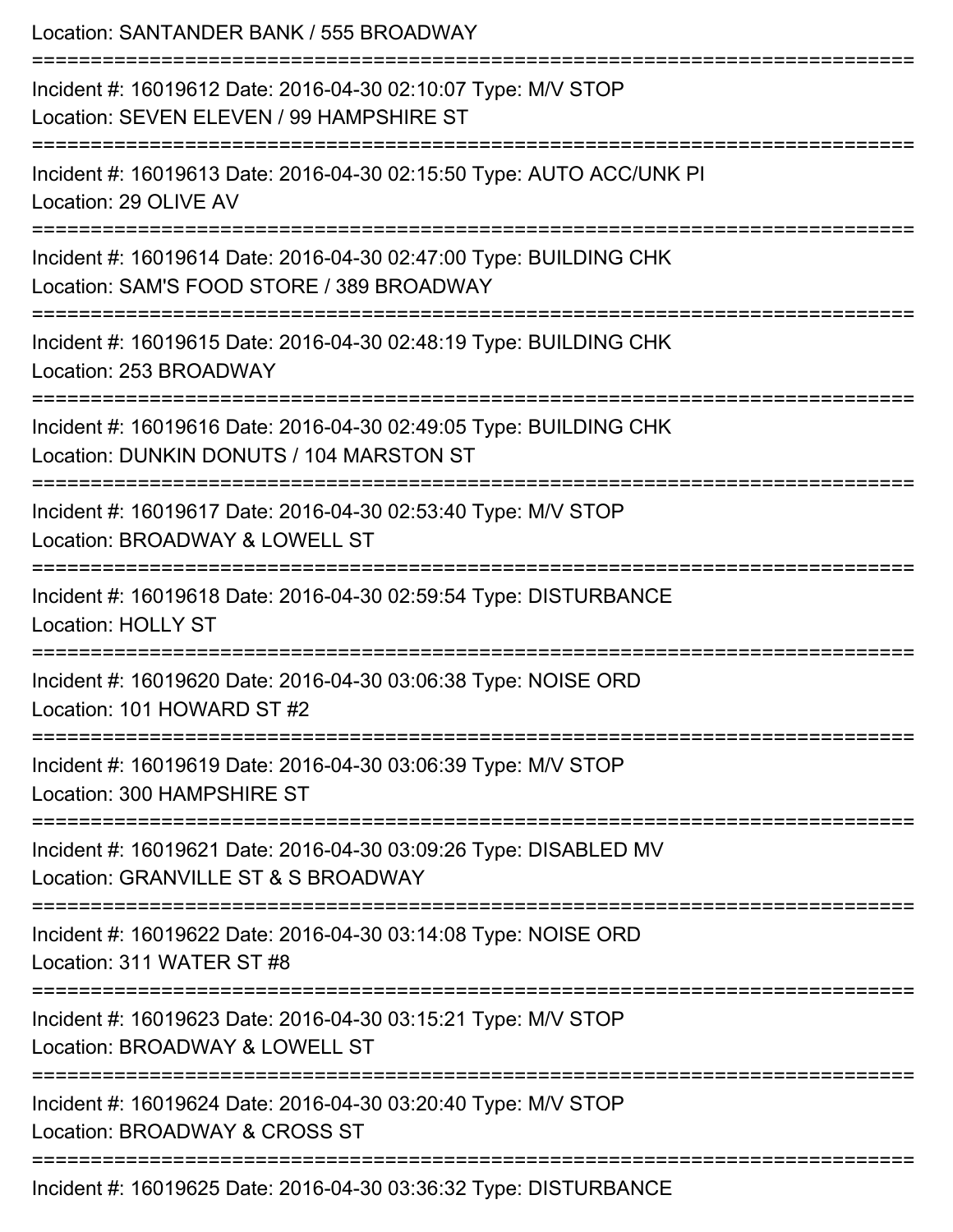Location: SANTANDER BANK / 555 BROADWAY

===========================================================================

Incident #: 16019612 Date: 2016-04-30 02:10:07 Type: M/V STOP
Location: SEVEN ELEVEN / 99 HAMPSHIRE ST

===========================================================================

Incident #: 16019613 Date: 2016-04-30 02:15:50 Type: AUTO ACC/UNK PI
Location: 29 OLIVE AV

===========================================================================

Incident #: 16019614 Date: 2016-04-30 02:47:00 Type: BUILDING CHK
Location: SAM'S FOOD STORE / 389 BROADWAY

===========================================================================

Incident #: 16019615 Date: 2016-04-30 02:48:19 Type: BUILDING CHK
Location: 253 BROADWAY

===========================================================================

Incident #: 16019616 Date: 2016-04-30 02:49:05 Type: BUILDING CHK
Location: DUNKIN DONUTS / 104 MARSTON ST

===========================================================================

Incident #: 16019617 Date: 2016-04-30 02:53:40 Type: M/V STOP
Location: BROADWAY & LOWELL ST

===========================================================================

Incident #: 16019618 Date: 2016-04-30 02:59:54 Type: DISTURBANCE
Location: HOLLY ST

===========================================================================

Incident #: 16019620 Date: 2016-04-30 03:06:38 Type: NOISE ORD
Location: 101 HOWARD ST #2

===========================================================================

Incident #: 16019619 Date: 2016-04-30 03:06:39 Type: M/V STOP
Location: 300 HAMPSHIRE ST

===========================================================================

Incident #: 16019621 Date: 2016-04-30 03:09:26 Type: DISABLED MV
Location: GRANVILLE ST & S BROADWAY

===========================================================================

Incident #: 16019622 Date: 2016-04-30 03:14:08 Type: NOISE ORD
Location: 311 WATER ST #8

===========================================================================

Incident #: 16019623 Date: 2016-04-30 03:15:21 Type: M/V STOP
Location: BROADWAY & LOWELL ST

===========================================================================

Incident #: 16019624 Date: 2016-04-30 03:20:40 Type: M/V STOP
Location: BROADWAY & CROSS ST

===========================================================================

Incident #: 16019625 Date: 2016-04-30 03:36:32 Type: DISTURBANCE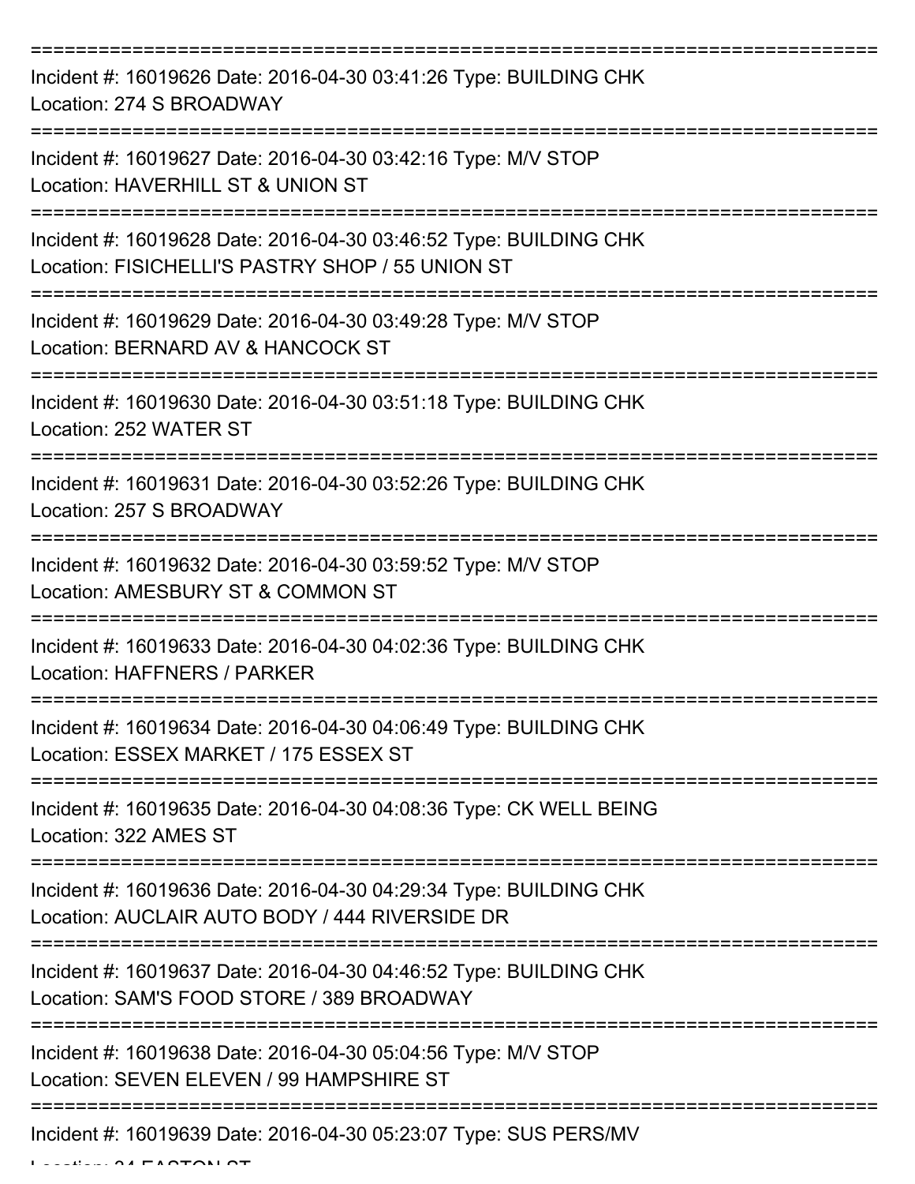===========================================================================

Incident #: 16019626 Date: 2016-04-30 03:41:26 Type: BUILDING CHK

Location: 274 S BROADWAY

===========================================================================

Incident #: 16019627 Date: 2016-04-30 03:42:16 Type: M/V STOP

Location: HAVERHILL ST & UNION ST

===========================================================================

Incident #: 16019628 Date: 2016-04-30 03:46:52 Type: BUILDING CHK

Location: FISICHELLI'S PASTRY SHOP / 55 UNION ST

===========================================================================

Incident #: 16019629 Date: 2016-04-30 03:49:28 Type: M/V STOP

Location: BERNARD AV & HANCOCK ST

===========================================================================

Incident #: 16019630 Date: 2016-04-30 03:51:18 Type: BUILDING CHK

Location: 252 WATER ST

===========================================================================

Incident #: 16019631 Date: 2016-04-30 03:52:26 Type: BUILDING CHK

Location: 257 S BROADWAY

===========================================================================

Incident #: 16019632 Date: 2016-04-30 03:59:52 Type: M/V STOP

Location: AMESBURY ST & COMMON ST

===========================================================================

Incident #: 16019633 Date: 2016-04-30 04:02:36 Type: BUILDING CHK

Location: HAFFNERS / PARKER

===========================================================================

Incident #: 16019634 Date: 2016-04-30 04:06:49 Type: BUILDING CHK

Location: ESSEX MARKET / 175 ESSEX ST

===========================================================================

Incident #: 16019635 Date: 2016-04-30 04:08:36 Type: CK WELL BEING

Location: 322 AMES ST

===========================================================================

Incident #: 16019636 Date: 2016-04-30 04:29:34 Type: BUILDING CHK

Location: AUCLAIR AUTO BODY / 444 RIVERSIDE DR

===========================================================================

Incident #: 16019637 Date: 2016-04-30 04:46:52 Type: BUILDING CHK

Location: SAM'S FOOD STORE / 389 BROADWAY

===========================================================================

Incident #: 16019638 Date: 2016-04-30 05:04:56 Type: M/V STOP

Location: SEVEN ELEVEN / 99 HAMPSHIRE ST

===========================================================================

Incident #: 16019639 Date: 2016-04-30 05:23:07 Type: SUS PERS/MV

Location: 34 EASTON ST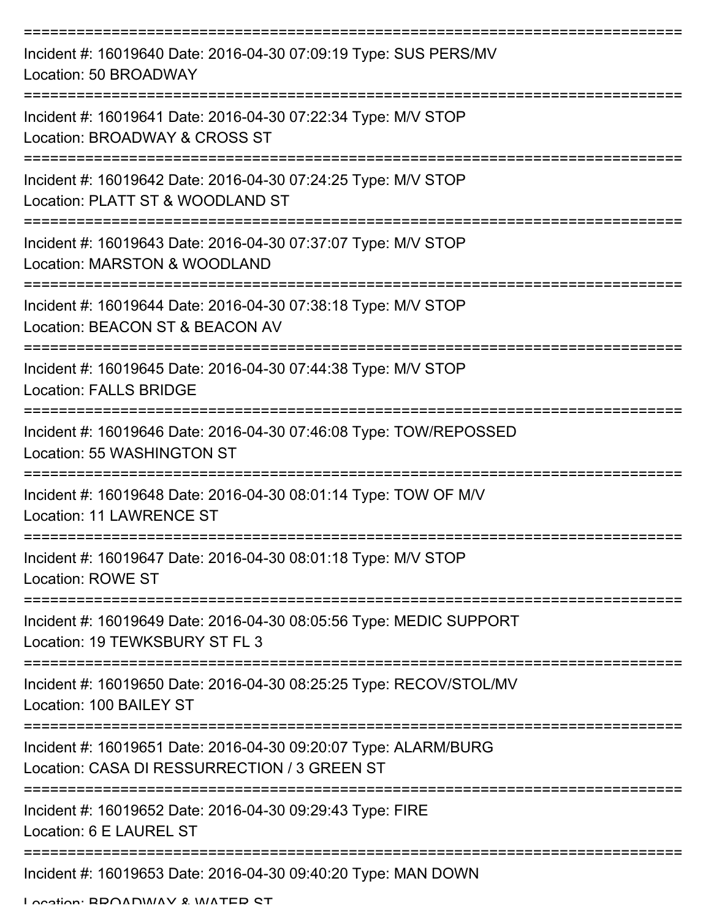===========================================================================

Incident #: 16019640 Date: 2016-04-30 07:09:19 Type: SUS PERS/MV
Location: 50 BROADWAY

===========================================================================

Incident #: 16019641 Date: 2016-04-30 07:22:34 Type: M/V STOP
Location: BROADWAY & CROSS ST

===========================================================================

Incident #: 16019642 Date: 2016-04-30 07:24:25 Type: M/V STOP
Location: PLATT ST & WOODLAND ST

===========================================================================

Incident #: 16019643 Date: 2016-04-30 07:37:07 Type: M/V STOP
Location: MARSTON & WOODLAND

===========================================================================

Incident #: 16019644 Date: 2016-04-30 07:38:18 Type: M/V STOP
Location: BEACON ST & BEACON AV

===========================================================================

Incident #: 16019645 Date: 2016-04-30 07:44:38 Type: M/V STOP
Location: FALLS BRIDGE

===========================================================================

Incident #: 16019646 Date: 2016-04-30 07:46:08 Type: TOW/REPOSSED
Location: 55 WASHINGTON ST

===========================================================================

Incident #: 16019648 Date: 2016-04-30 08:01:14 Type: TOW OF M/V
Location: 11 LAWRENCE ST

===========================================================================

Incident #: 16019647 Date: 2016-04-30 08:01:18 Type: M/V STOP
Location: ROWE ST

===========================================================================

Incident #: 16019649 Date: 2016-04-30 08:05:56 Type: MEDIC SUPPORT
Location: 19 TEWKSBURY ST FL 3

===========================================================================

Incident #: 16019650 Date: 2016-04-30 08:25:25 Type: RECOV/STOL/MV
Location: 100 BAILEY ST

===========================================================================

Incident #: 16019651 Date: 2016-04-30 09:20:07 Type: ALARM/BURG
Location: CASA DI RESSURRECTION / 3 GREEN ST

===========================================================================

Incident #: 16019652 Date: 2016-04-30 09:29:43 Type: FIRE
Location: 6 E LAUREL ST

===========================================================================

Incident #: 16019653 Date: 2016-04-30 09:40:20 Type: MAN DOWN
Location: BROADWAY & WATER ST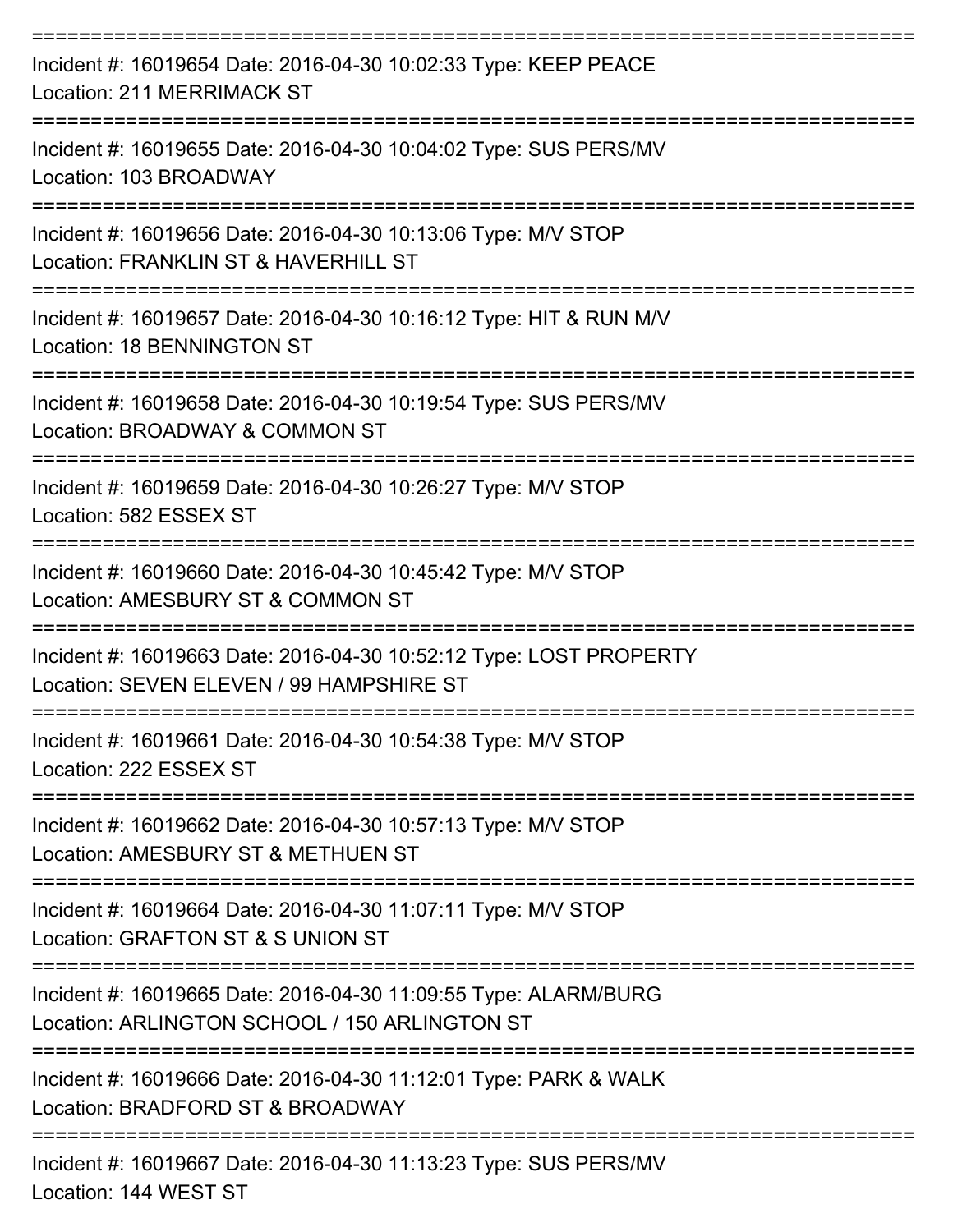===========================================================================

Incident #: 16019654 Date: 2016-04-30 10:02:33 Type: KEEP PEACE
Location: 211 MERRIMACK ST

===========================================================================

Incident #: 16019655 Date: 2016-04-30 10:04:02 Type: SUS PERS/MV
Location: 103 BROADWAY

===========================================================================

Incident #: 16019656 Date: 2016-04-30 10:13:06 Type: M/V STOP
Location: FRANKLIN ST & HAVERHILL ST

===========================================================================

Incident #: 16019657 Date: 2016-04-30 10:16:12 Type: HIT & RUN M/V
Location: 18 BENNINGTON ST

===========================================================================

Incident #: 16019658 Date: 2016-04-30 10:19:54 Type: SUS PERS/MV
Location: BROADWAY & COMMON ST

===========================================================================

Incident #: 16019659 Date: 2016-04-30 10:26:27 Type: M/V STOP
Location: 582 ESSEX ST

===========================================================================

Incident #: 16019660 Date: 2016-04-30 10:45:42 Type: M/V STOP
Location: AMESBURY ST & COMMON ST

===========================================================================

Incident #: 16019663 Date: 2016-04-30 10:52:12 Type: LOST PROPERTY
Location: SEVEN ELEVEN / 99 HAMPSHIRE ST

===========================================================================

Incident #: 16019661 Date: 2016-04-30 10:54:38 Type: M/V STOP
Location: 222 ESSEX ST

===========================================================================

Incident #: 16019662 Date: 2016-04-30 10:57:13 Type: M/V STOP
Location: AMESBURY ST & METHUEN ST

===========================================================================

Incident #: 16019664 Date: 2016-04-30 11:07:11 Type: M/V STOP
Location: GRAFTON ST & S UNION ST

===========================================================================

Incident #: 16019665 Date: 2016-04-30 11:09:55 Type: ALARM/BURG
Location: ARLINGTON SCHOOL / 150 ARLINGTON ST

===========================================================================

Incident #: 16019666 Date: 2016-04-30 11:12:01 Type: PARK & WALK
Location: BRADFORD ST & BROADWAY

===========================================================================

Incident #: 16019667 Date: 2016-04-30 11:13:23 Type: SUS PERS/MV
Location: 144 WEST ST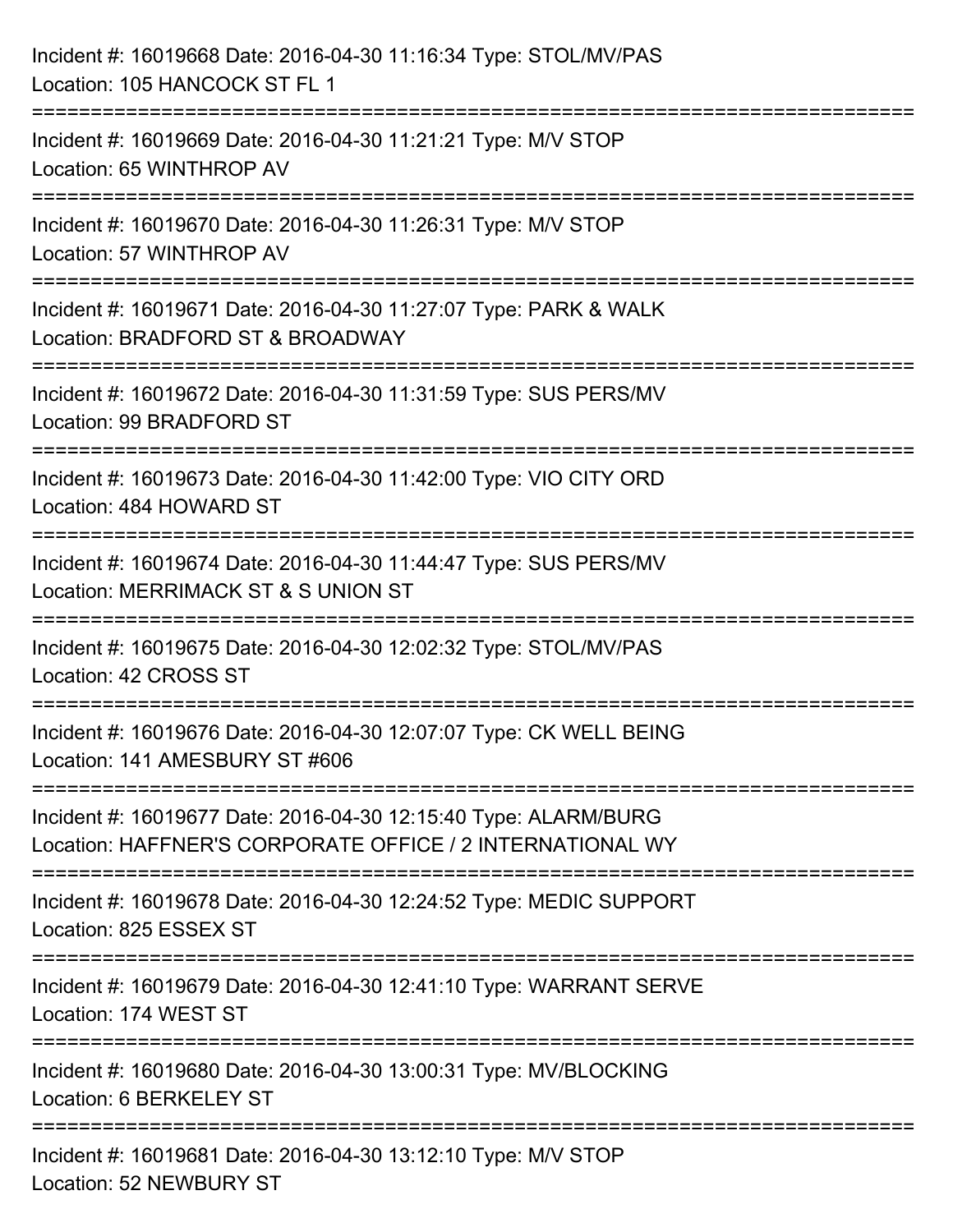Incident #: 16019668 Date: 2016-04-30 11:16:34 Type: STOL/MV/PAS
Location: 105 HANCOCK ST FL 1

===========================================================================

Incident #: 16019669 Date: 2016-04-30 11:21:21 Type: M/V STOP
Location: 65 WINTHROP AV

===========================================================================

Incident #: 16019670 Date: 2016-04-30 11:26:31 Type: M/V STOP
Location: 57 WINTHROP AV

===========================================================================

Incident #: 16019671 Date: 2016-04-30 11:27:07 Type: PARK & WALK
Location: BRADFORD ST & BROADWAY

===========================================================================

Incident #: 16019672 Date: 2016-04-30 11:31:59 Type: SUS PERS/MV
Location: 99 BRADFORD ST

===========================================================================

Incident #: 16019673 Date: 2016-04-30 11:42:00 Type: VIO CITY ORD
Location: 484 HOWARD ST

===========================================================================

Incident #: 16019674 Date: 2016-04-30 11:44:47 Type: SUS PERS/MV
Location: MERRIMACK ST & S UNION ST

===========================================================================

Incident #: 16019675 Date: 2016-04-30 12:02:32 Type: STOL/MV/PAS
Location: 42 CROSS ST

===========================================================================

Incident #: 16019676 Date: 2016-04-30 12:07:07 Type: CK WELL BEING
Location: 141 AMESBURY ST #606

===========================================================================

Incident #: 16019677 Date: 2016-04-30 12:15:40 Type: ALARM/BURG
Location: HAFFNER'S CORPORATE OFFICE / 2 INTERNATIONAL WY

===========================================================================

Incident #: 16019678 Date: 2016-04-30 12:24:52 Type: MEDIC SUPPORT
Location: 825 ESSEX ST

===========================================================================

Incident #: 16019679 Date: 2016-04-30 12:41:10 Type: WARRANT SERVE
Location: 174 WEST ST

===========================================================================

Incident #: 16019680 Date: 2016-04-30 13:00:31 Type: MV/BLOCKING
Location: 6 BERKELEY ST

===========================================================================

Incident #: 16019681 Date: 2016-04-30 13:12:10 Type: M/V STOP
Location: 52 NEWBURY ST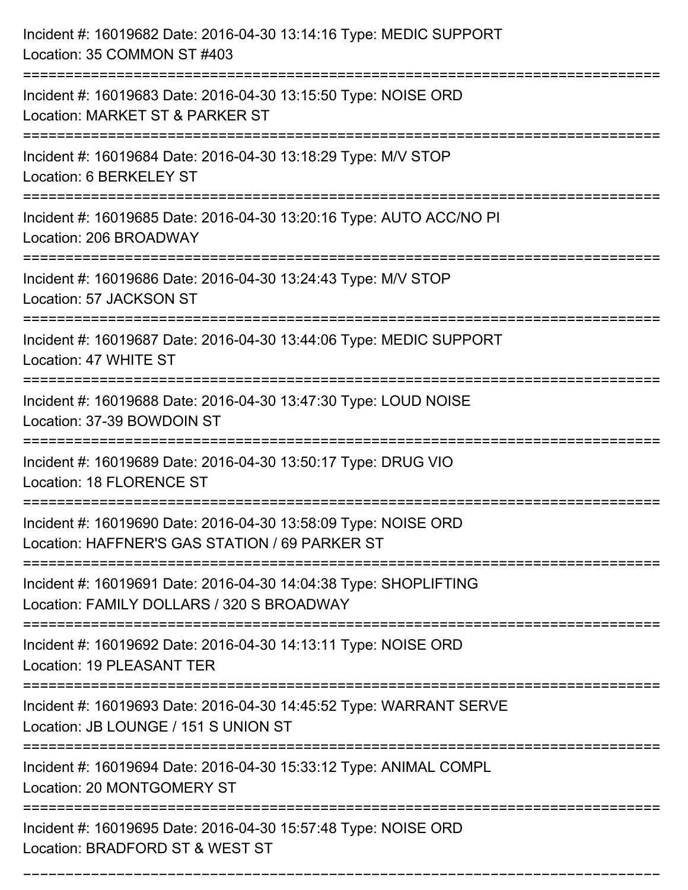Incident #: 16019682 Date: 2016-04-30 13:14:16 Type: MEDIC SUPPORT
Location: 35 COMMON ST #403

===========================================================================

Incident #: 16019683 Date: 2016-04-30 13:15:50 Type: NOISE ORD
Location: MARKET ST & PARKER ST

===========================================================================

Incident #: 16019684 Date: 2016-04-30 13:18:29 Type: M/V STOP
Location: 6 BERKELEY ST

===========================================================================

Incident #: 16019685 Date: 2016-04-30 13:20:16 Type: AUTO ACC/NO PI
Location: 206 BROADWAY

===========================================================================

Incident #: 16019686 Date: 2016-04-30 13:24:43 Type: M/V STOP
Location: 57 JACKSON ST

===========================================================================

Incident #: 16019687 Date: 2016-04-30 13:44:06 Type: MEDIC SUPPORT
Location: 47 WHITE ST

===========================================================================

Incident #: 16019688 Date: 2016-04-30 13:47:30 Type: LOUD NOISE
Location: 37-39 BOWDOIN ST

===========================================================================

Incident #: 16019689 Date: 2016-04-30 13:50:17 Type: DRUG VIO
Location: 18 FLORENCE ST

===========================================================================

Incident #: 16019690 Date: 2016-04-30 13:58:09 Type: NOISE ORD
Location: HAFFNER'S GAS STATION / 69 PARKER ST

===========================================================================

Incident #: 16019691 Date: 2016-04-30 14:04:38 Type: SHOPLIFTING
Location: FAMILY DOLLARS / 320 S BROADWAY

===========================================================================

Incident #: 16019692 Date: 2016-04-30 14:13:11 Type: NOISE ORD
Location: 19 PLEASANT TER

===========================================================================

Incident #: 16019693 Date: 2016-04-30 14:45:52 Type: WARRANT SERVE
Location: JB LOUNGE / 151 S UNION ST

===========================================================================

Incident #: 16019694 Date: 2016-04-30 15:33:12 Type: ANIMAL COMPL
Location: 20 MONTGOMERY ST

===========================================================================

Incident #: 16019695 Date: 2016-04-30 15:57:48 Type: NOISE ORD
Location: BRADFORD ST & WEST ST

===========================================================================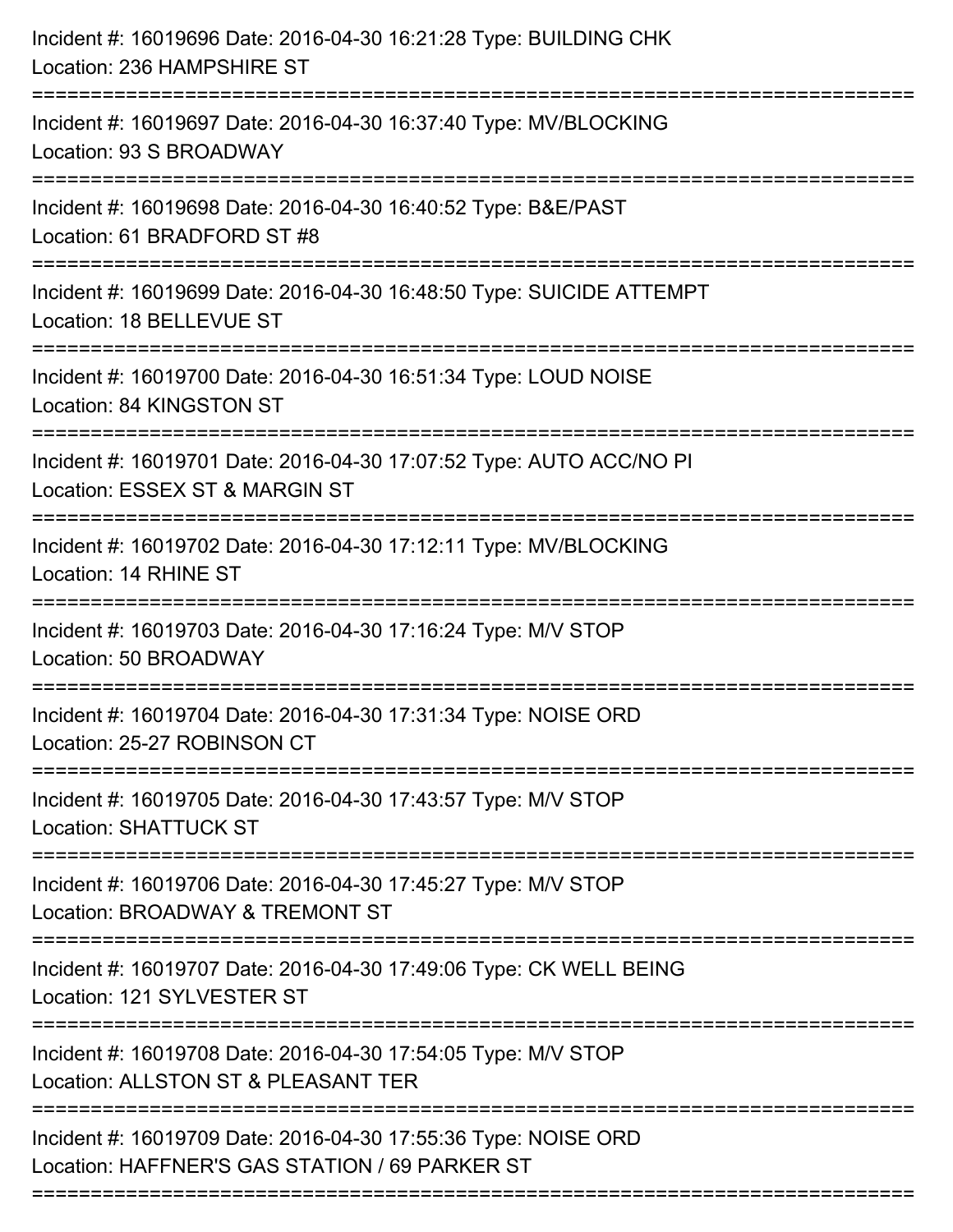Incident #: 16019696 Date: 2016-04-30 16:21:28 Type: BUILDING CHK
Location: 236 HAMPSHIRE ST

===========================================================================

Incident #: 16019697 Date: 2016-04-30 16:37:40 Type: MV/BLOCKING
Location: 93 S BROADWAY

===========================================================================

Incident #: 16019698 Date: 2016-04-30 16:40:52 Type: B&E/PAST
Location: 61 BRADFORD ST #8

===========================================================================

Incident #: 16019699 Date: 2016-04-30 16:48:50 Type: SUICIDE ATTEMPT
Location: 18 BELLEVUE ST

===========================================================================

Incident #: 16019700 Date: 2016-04-30 16:51:34 Type: LOUD NOISE
Location: 84 KINGSTON ST

===========================================================================

Incident #: 16019701 Date: 2016-04-30 17:07:52 Type: AUTO ACC/NO PI
Location: ESSEX ST & MARGIN ST

===========================================================================

Incident #: 16019702 Date: 2016-04-30 17:12:11 Type: MV/BLOCKING
Location: 14 RHINE ST

===========================================================================

Incident #: 16019703 Date: 2016-04-30 17:16:24 Type: M/V STOP
Location: 50 BROADWAY

===========================================================================

Incident #: 16019704 Date: 2016-04-30 17:31:34 Type: NOISE ORD
Location: 25-27 ROBINSON CT

===========================================================================

Incident #: 16019705 Date: 2016-04-30 17:43:57 Type: M/V STOP
Location: SHATTUCK ST

===========================================================================

Incident #: 16019706 Date: 2016-04-30 17:45:27 Type: M/V STOP
Location: BROADWAY & TREMONT ST

===========================================================================

Incident #: 16019707 Date: 2016-04-30 17:49:06 Type: CK WELL BEING
Location: 121 SYLVESTER ST

===========================================================================

Incident #: 16019708 Date: 2016-04-30 17:54:05 Type: M/V STOP
Location: ALLSTON ST & PLEASANT TER

===========================================================================

Incident #: 16019709 Date: 2016-04-30 17:55:36 Type: NOISE ORD
Location: HAFFNER'S GAS STATION / 69 PARKER ST

===========================================================================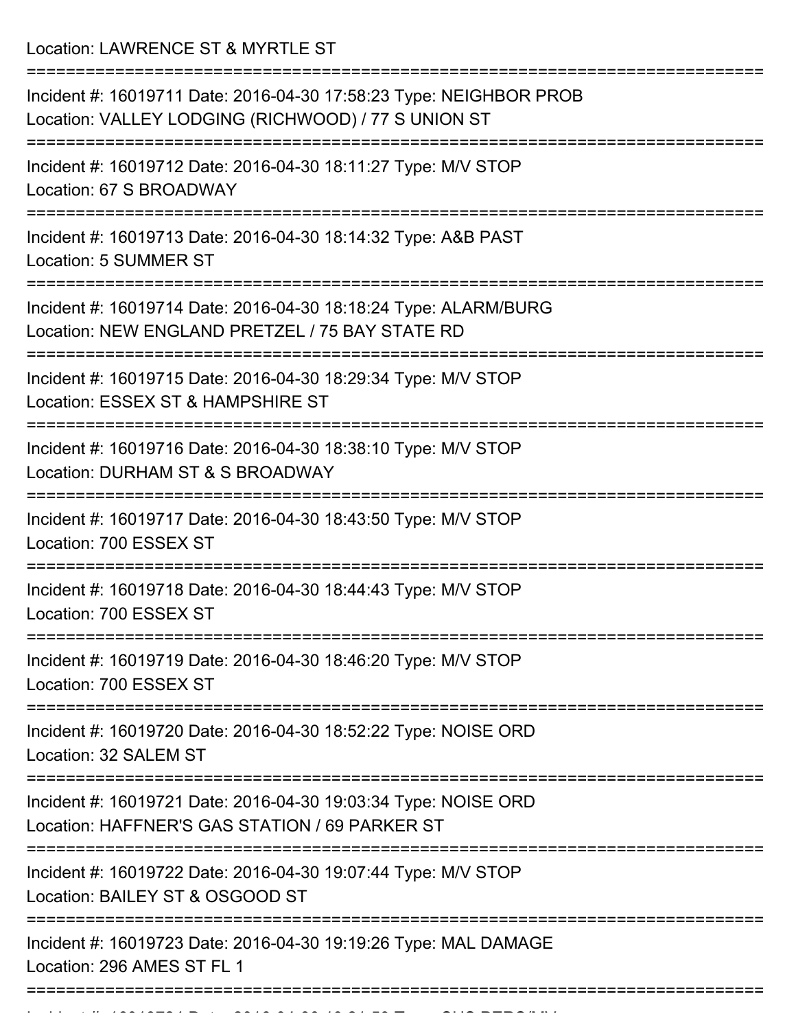Location: LAWRENCE ST & MYRTLE ST

===========================================================================

Incident #: 16019711 Date: 2016-04-30 17:58:23 Type: NEIGHBOR PROB
Location: VALLEY LODGING (RICHWOOD) / 77 S UNION ST

===========================================================================

Incident #: 16019712 Date: 2016-04-30 18:11:27 Type: M/V STOP
Location: 67 S BROADWAY

===========================================================================

Incident #: 16019713 Date: 2016-04-30 18:14:32 Type: A&B PAST
Location: 5 SUMMER ST

===========================================================================

Incident #: 16019714 Date: 2016-04-30 18:18:24 Type: ALARM/BURG
Location: NEW ENGLAND PRETZEL / 75 BAY STATE RD

===========================================================================

Incident #: 16019715 Date: 2016-04-30 18:29:34 Type: M/V STOP
Location: ESSEX ST & HAMPSHIRE ST

===========================================================================

Incident #: 16019716 Date: 2016-04-30 18:38:10 Type: M/V STOP
Location: DURHAM ST & S BROADWAY

===========================================================================

Incident #: 16019717 Date: 2016-04-30 18:43:50 Type: M/V STOP
Location: 700 ESSEX ST

===========================================================================

Incident #: 16019718 Date: 2016-04-30 18:44:43 Type: M/V STOP
Location: 700 ESSEX ST

===========================================================================

Incident #: 16019719 Date: 2016-04-30 18:46:20 Type: M/V STOP
Location: 700 ESSEX ST

===========================================================================

Incident #: 16019720 Date: 2016-04-30 18:52:22 Type: NOISE ORD
Location: 32 SALEM ST

===========================================================================

Incident #: 16019721 Date: 2016-04-30 19:03:34 Type: NOISE ORD
Location: HAFFNER'S GAS STATION / 69 PARKER ST

===========================================================================

Incident #: 16019722 Date: 2016-04-30 19:07:44 Type: M/V STOP
Location: BAILEY ST & OSGOOD ST

===========================================================================

Incident #: 16019723 Date: 2016-04-30 19:19:26 Type: MAL DAMAGE
Location: 296 AMES ST FL 1

===========================================================================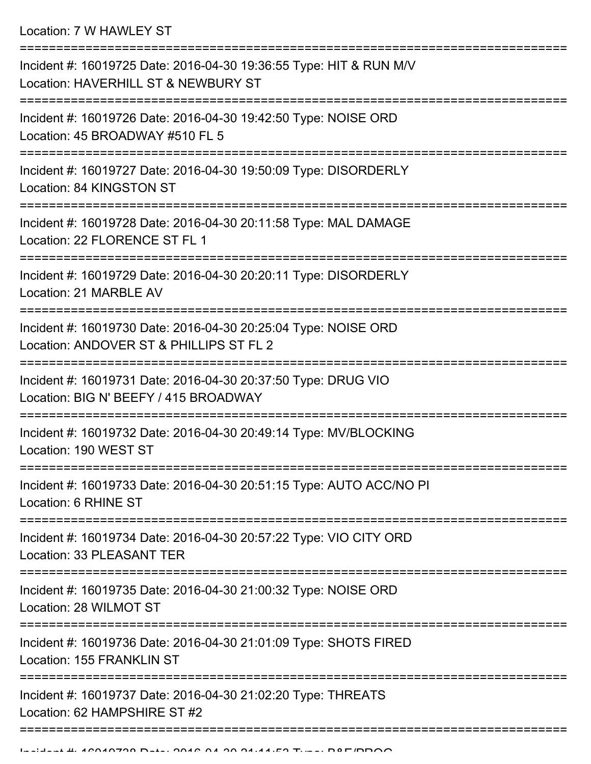Location: 7 W HAWLEY ST

===========================================================================

Incident #: 16019725 Date: 2016-04-30 19:36:55 Type: HIT & RUN M/V
Location: HAVERHILL ST & NEWBURY ST

===========================================================================

Incident #: 16019726 Date: 2016-04-30 19:42:50 Type: NOISE ORD
Location: 45 BROADWAY #510 FL 5

===========================================================================

Incident #: 16019727 Date: 2016-04-30 19:50:09 Type: DISORDERLY
Location: 84 KINGSTON ST

===========================================================================

Incident #: 16019728 Date: 2016-04-30 20:11:58 Type: MAL DAMAGE
Location: 22 FLORENCE ST FL 1

===========================================================================

Incident #: 16019729 Date: 2016-04-30 20:20:11 Type: DISORDERLY
Location: 21 MARBLE AV

===========================================================================

Incident #: 16019730 Date: 2016-04-30 20:25:04 Type: NOISE ORD
Location: ANDOVER ST & PHILLIPS ST FL 2

===========================================================================

Incident #: 16019731 Date: 2016-04-30 20:37:50 Type: DRUG VIO
Location: BIG N' BEEFY / 415 BROADWAY

===========================================================================

Incident #: 16019732 Date: 2016-04-30 20:49:14 Type: MV/BLOCKING
Location: 190 WEST ST

===========================================================================

Incident #: 16019733 Date: 2016-04-30 20:51:15 Type: AUTO ACC/NO PI
Location: 6 RHINE ST

===========================================================================

Incident #: 16019734 Date: 2016-04-30 20:57:22 Type: VIO CITY ORD
Location: 33 PLEASANT TER

===========================================================================

Incident #: 16019735 Date: 2016-04-30 21:00:32 Type: NOISE ORD
Location: 28 WILMOT ST

===========================================================================

Incident #: 16019736 Date: 2016-04-30 21:01:09 Type: SHOTS FIRED
Location: 155 FRANKLIN ST

===========================================================================

Incident #: 16019737 Date: 2016-04-30 21:02:20 Type: THREATS
Location: 62 HAMPSHIRE ST #2

===========================================================================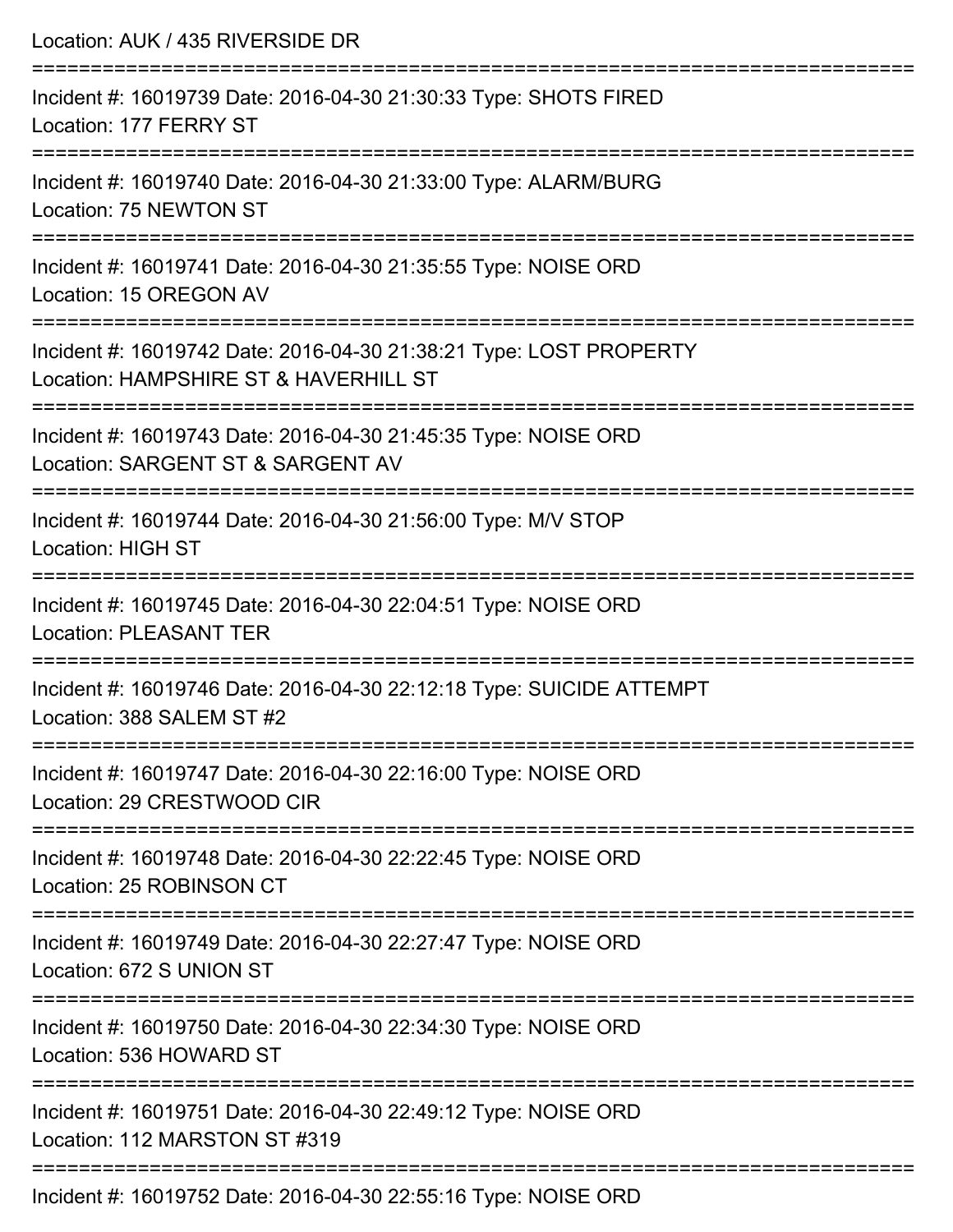Location: AUK / 435 RIVERSIDE DR

===========================================================================

Incident #: 16019739 Date: 2016-04-30 21:30:33 Type: SHOTS FIRED
Location: 177 FERRY ST

===========================================================================

Incident #: 16019740 Date: 2016-04-30 21:33:00 Type: ALARM/BURG
Location: 75 NEWTON ST

===========================================================================

Incident #: 16019741 Date: 2016-04-30 21:35:55 Type: NOISE ORD
Location: 15 OREGON AV

===========================================================================

Incident #: 16019742 Date: 2016-04-30 21:38:21 Type: LOST PROPERTY
Location: HAMPSHIRE ST & HAVERHILL ST

===========================================================================

Incident #: 16019743 Date: 2016-04-30 21:45:35 Type: NOISE ORD
Location: SARGENT ST & SARGENT AV

===========================================================================

Incident #: 16019744 Date: 2016-04-30 21:56:00 Type: M/V STOP
Location: HIGH ST

===========================================================================

Incident #: 16019745 Date: 2016-04-30 22:04:51 Type: NOISE ORD
Location: PLEASANT TER

===========================================================================

Incident #: 16019746 Date: 2016-04-30 22:12:18 Type: SUICIDE ATTEMPT
Location: 388 SALEM ST #2

===========================================================================

Incident #: 16019747 Date: 2016-04-30 22:16:00 Type: NOISE ORD
Location: 29 CRESTWOOD CIR

===========================================================================

Incident #: 16019748 Date: 2016-04-30 22:22:45 Type: NOISE ORD
Location: 25 ROBINSON CT

===========================================================================

Incident #: 16019749 Date: 2016-04-30 22:27:47 Type: NOISE ORD
Location: 672 S UNION ST

===========================================================================

Incident #: 16019750 Date: 2016-04-30 22:34:30 Type: NOISE ORD
Location: 536 HOWARD ST

===========================================================================

Incident #: 16019751 Date: 2016-04-30 22:49:12 Type: NOISE ORD
Location: 112 MARSTON ST #319

===========================================================================

Incident #: 16019752 Date: 2016-04-30 22:55:16 Type: NOISE ORD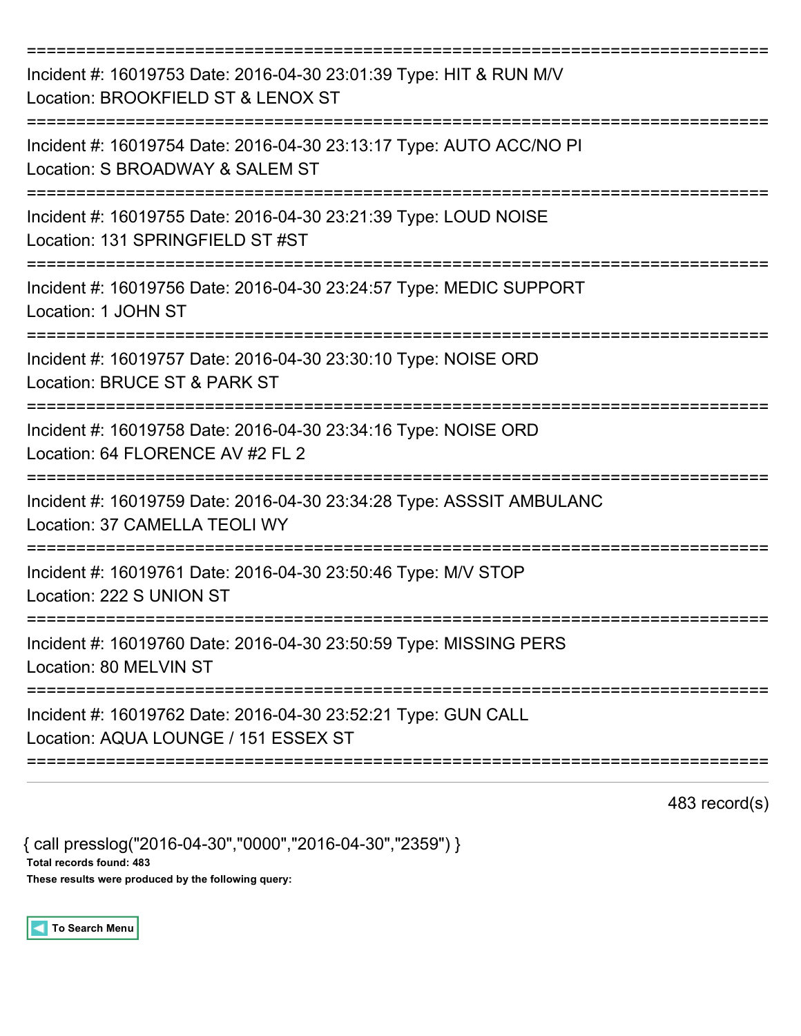===========================================================================

Incident #: 16019753 Date: 2016-04-30 23:01:39 Type: HIT & RUN M/V
Location: BROOKFIELD ST & LENOX ST

===========================================================================

Incident #: 16019754 Date: 2016-04-30 23:13:17 Type: AUTO ACC/NO PI
Location: S BROADWAY & SALEM ST

===========================================================================

Incident #: 16019755 Date: 2016-04-30 23:21:39 Type: LOUD NOISE
Location: 131 SPRINGFIELD ST #ST

===========================================================================

Incident #: 16019756 Date: 2016-04-30 23:24:57 Type: MEDIC SUPPORT
Location: 1 JOHN ST

===========================================================================

Incident #: 16019757 Date: 2016-04-30 23:30:10 Type: NOISE ORD
Location: BRUCE ST & PARK ST

===========================================================================

Incident #: 16019758 Date: 2016-04-30 23:34:16 Type: NOISE ORD
Location: 64 FLORENCE AV #2 FL 2

===========================================================================

Incident #: 16019759 Date: 2016-04-30 23:34:28 Type: ASSSIT AMBULANC
Location: 37 CAMELLA TEOLI WY

===========================================================================

Incident #: 16019761 Date: 2016-04-30 23:50:46 Type: M/V STOP
Location: 222 S UNION ST

===========================================================================

Incident #: 16019760 Date: 2016-04-30 23:50:59 Type: MISSING PERS
Location: 80 MELVIN ST

===========================================================================

Incident #: 16019762 Date: 2016-04-30 23:52:21 Type: GUN CALL
Location: AQUA LOUNGE / 151 ESSEX ST

===========================================================================

483 record(s)

{ call presslog("2016-04-30","0000","2016-04-30","2359") }

**Total records found: 483**

**These results were produced by the following query:**

To Search Menu